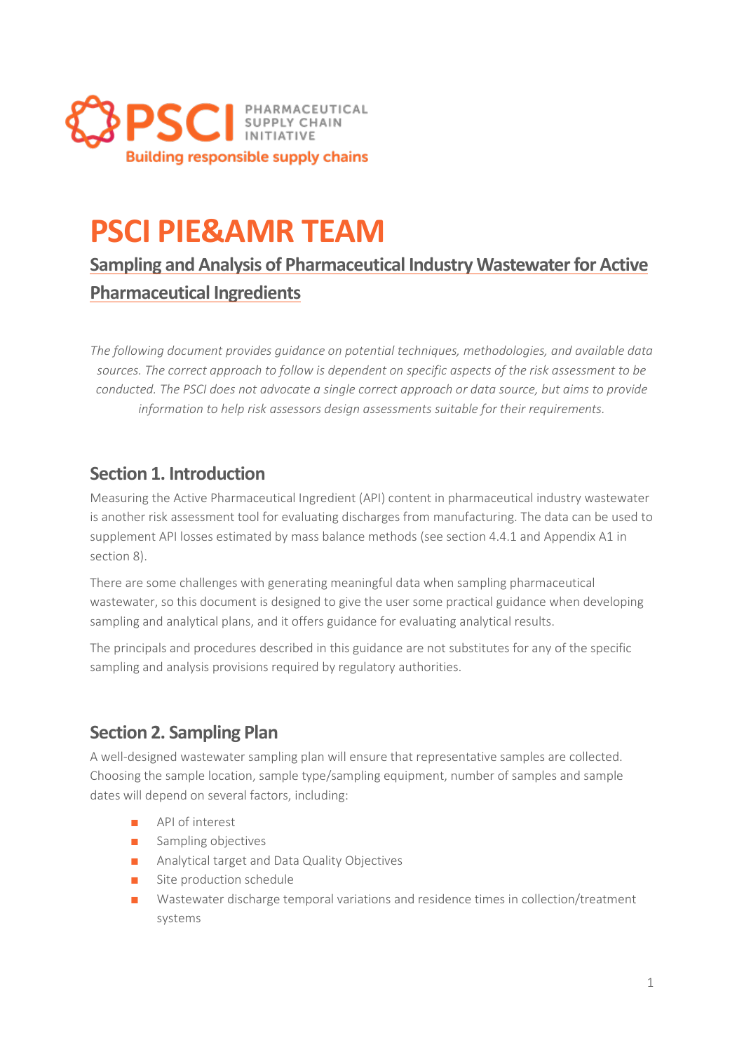# PSCI PIE&AMR TEAM

## Sampling and Analysis of Pharmaceutical Industry Wastewater for Active Pharmaceutical Ingredients

*The following document provides guidance on potential techniques, methodologies, and available data sources. The correct approach to follow is dependent on specific aspects of the risk assessment to be conducted. The PSCI does not advocate a single correct approach or data source, but aims to provide information to help risk assessors design assessments suitable for their requirements.*

## Section 1. Introduction

Measuring the Active Pharmaceutical Ingredient (API) content in pharmaceutical industry wastewater is another risk assessment tool for evaluating discharges from manufacturing. The data can be used to supplement API losses estimated by mass balance methods (see section 4.4.1 and Appendix A1 in section 8).

There are some challenges with generating meaningful data when sampling pharmaceutical wastewater, so this document is designed to give the user some practical guidance when developing sampling and analytical plans, and it offers guidance for evaluating analytical results.

The principals and procedures described in this guidance are not substitutes for any of the specific sampling and analysis provisions required by regulatory authorities.

## Section 2. Sampling Plan

A well-designed wastewater sampling plan will ensure that representative samples are collected. Choosing the sample location, sample type/sampling equipment, number of samples and sample dates will depend on several factors, including:

- API of interest
- Sampling objectives
- Analytical target and Data Quality Objectives
- Site production schedule
- Wastewater discharge temporal variations and residence times in collection/treatment systems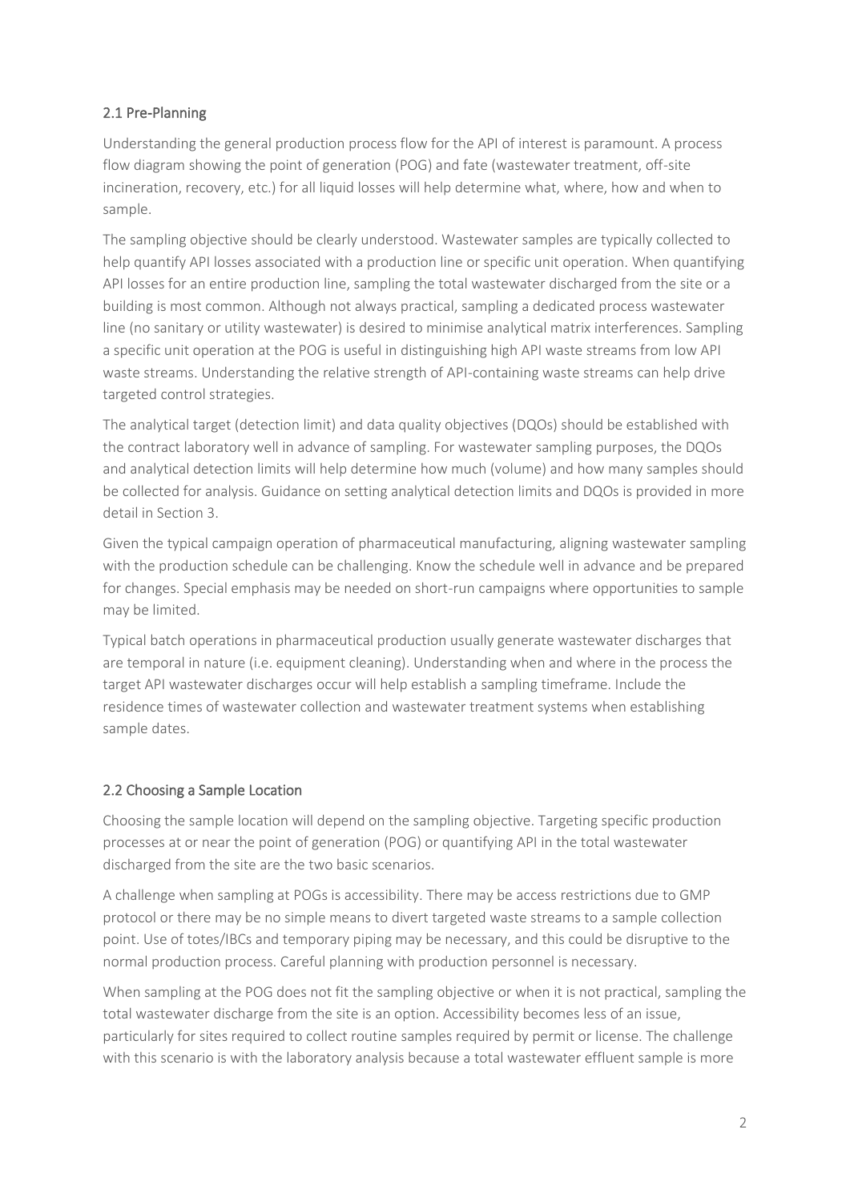## 2.1 Pre-Planning

Understanding the general production process flow for the API of interest is paramount. A process flow diagram showing the point of generation (POG) and fate (wastewater treatment, off-site incineration, recovery, etc.) for all liquid losses will help determine what, where, how and when to sample.

The sampling objective should be clearly understood. Wastewater samples are typically collected to help quantify API losses associated with a production line or specific unit operation. When quantifying API losses for an entire production line, sampling the total wastewater discharged from the site or a building is most common. Although not always practical, sampling a dedicated process wastewater line (no sanitary or utility wastewater) is desired to minimise analytical matrix interferences. Sampling a specific unit operation at the POG is useful in distinguishing high API waste streams from low API waste streams. Understanding the relative strength of API-containing waste streams can help drive targeted control strategies.

The analytical target (detection limit) and data quality objectives (DQOs) should be established with the contract laboratory well in advance of sampling. For wastewater sampling purposes, the DQOs and analytical detection limits will help determine how much (volume) and how many samples should be collected for analysis. Guidance on setting analytical detection limits and DQOs is provided in more detail in Section 3.

Given the typical campaign operation of pharmaceutical manufacturing, aligning wastewater sampling with the production schedule can be challenging. Know the schedule well in advance and be prepared for changes. Special emphasis may be needed on short-run campaigns where opportunities to sample may be limited.

Typical batch operations in pharmaceutical production usually generate wastewater discharges that are temporal in nature (i.e. equipment cleaning). Understanding when and where in the process the target API wastewater discharges occur will help establish a sampling timeframe. Include the residence times of wastewater collection and wastewater treatment systems when establishing sample dates.

## 2.2 Choosing a Sample Location

Choosing the sample location will depend on the sampling objective. Targeting specific production processes at or near the point of generation (POG) or quantifying API in the total wastewater discharged from the site are the two basic scenarios.

A challenge when sampling at POGs is accessibility. There may be access restrictions due to GMP protocol or there may be no simple means to divert targeted waste streams to a sample collection point. Use of totes/IBCs and temporary piping may be necessary, and this could be disruptive to the normal production process. Careful planning with production personnel is necessary.

When sampling at the POG does not fit the sampling objective or when it is not practical, sampling the total wastewater discharge from the site is an option. Accessibility becomes less of an issue, particularly for sites required to collect routine samples required by permit or license. The challenge with this scenario is with the laboratory analysis because a total wastewater effluent sample is more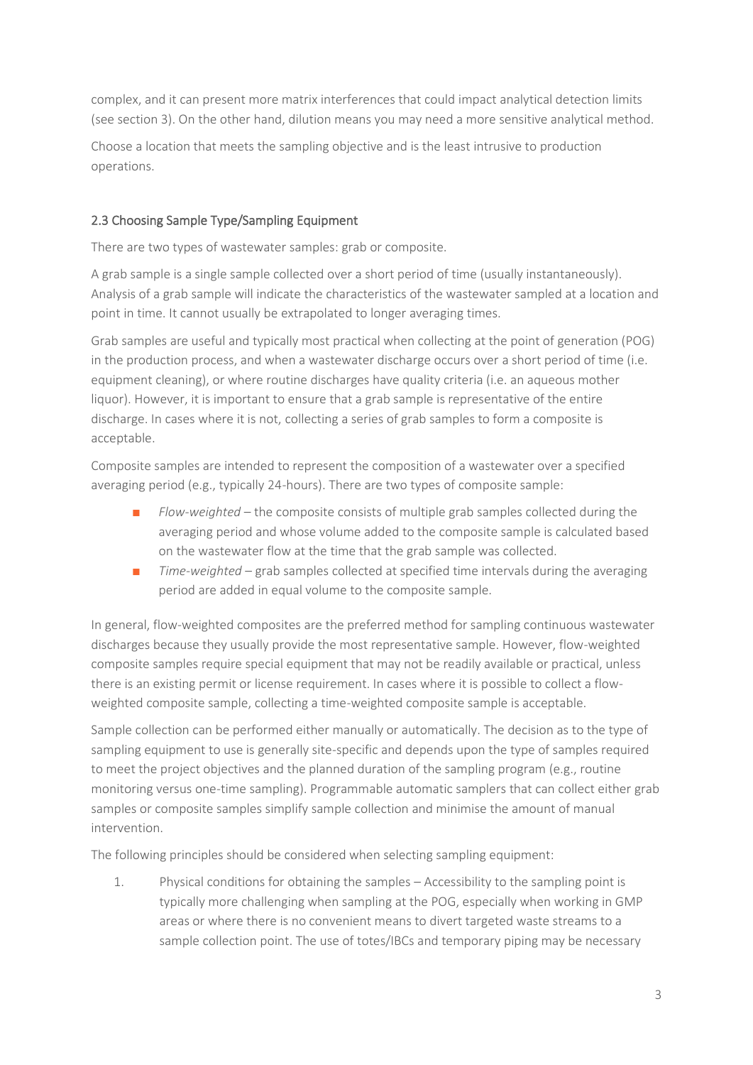complex, and it can present more matrix interferences that could impact analytical detection limits (see section 3). On the other hand, dilution means you may need a more sensitive analytical method.

Choose a location that meets the sampling objective and is the least intrusive to production operations.

### 2.3 Choosing Sample Type/Sampling Equipment

There are two types of wastewater samples: grab or composite.

A grab sample is a single sample collected over a short period of time (usually instantaneously). Analysis of a grab sample will indicate the characteristics of the wastewater sampled at a location and point in time. It cannot usually be extrapolated to longer averaging times.

Grab samples are useful and typically most practical when collecting at the point of generation (POG) in the production process, and when a wastewater discharge occurs over a short period of time (i.e. equipment cleaning), or where routine discharges have quality criteria (i.e. an aqueous mother liquor). However, it is important to ensure that a grab sample is representative of the entire discharge. In cases where it is not, collecting a series of grab samples to form a composite is acceptable.

Composite samples are intended to represent the composition of a wastewater over a specified averaging period (e.g., typically 24-hours). There are two types of composite sample:

- *Flow-weighted* – the composite consists of multiple grab samples collected during the averaging period and whose volume added to the composite sample is calculated based on the wastewater flow at the time that the grab sample was collected.
- *Time-weighted* – grab samples collected at specified time intervals during the averaging period are added in equal volume to the composite sample.

In general, flow-weighted composites are the preferred method for sampling continuous wastewater discharges because they usually provide the most representative sample. However, flow-weighted composite samples require special equipment that may not be readily available or practical, unless there is an existing permit or license requirement. In cases where it is possible to collect a flow-weighted composite sample, collecting a time-weighted composite sample is acceptable.

Sample collection can be performed either manually or automatically. The decision as to the type of sampling equipment to use is generally site-specific and depends upon the type of samples required to meet the project objectives and the planned duration of the sampling program (e.g., routine monitoring versus one-time sampling). Programmable automatic samplers that can collect either grab samples or composite samples simplify sample collection and minimise the amount of manual intervention.

The following principles should be considered when selecting sampling equipment:

1. Physical conditions for obtaining the samples – Accessibility to the sampling point is typically more challenging when sampling at the POG, especially when working in GMP areas or where there is no convenient means to divert targeted waste streams to a sample collection point. The use of totes/IBCs and temporary piping may be necessary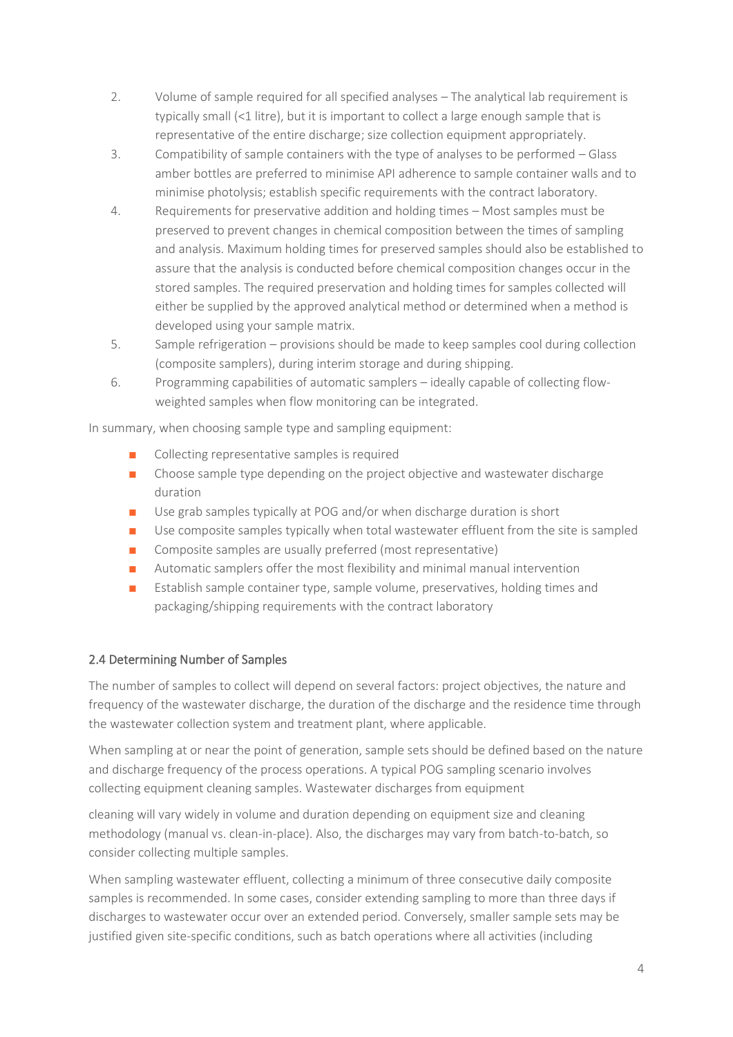2. Volume of sample required for all specified analyses – The analytical lab requirement is typically small (<1 litre), but it is important to collect a large enough sample that is representative of the entire discharge; size collection equipment appropriately.
3. Compatibility of sample containers with the type of analyses to be performed – Glass amber bottles are preferred to minimise API adherence to sample container walls and to minimise photolysis; establish specific requirements with the contract laboratory.
4. Requirements for preservative addition and holding times – Most samples must be preserved to prevent changes in chemical composition between the times of sampling and analysis. Maximum holding times for preserved samples should also be established to assure that the analysis is conducted before chemical composition changes occur in the stored samples. The required preservation and holding times for samples collected will either be supplied by the approved analytical method or determined when a method is developed using your sample matrix.
5. Sample refrigeration – provisions should be made to keep samples cool during collection (composite samplers), during interim storage and during shipping.
6. Programming capabilities of automatic samplers – ideally capable of collecting flow-weighted samples when flow monitoring can be integrated.

In summary, when choosing sample type and sampling equipment:

- Collecting representative samples is required
- Choose sample type depending on the project objective and wastewater discharge duration
- Use grab samples typically at POG and/or when discharge duration is short
- Use composite samples typically when total wastewater effluent from the site is sampled
- Composite samples are usually preferred (most representative)
- Automatic samplers offer the most flexibility and minimal manual intervention
- Establish sample container type, sample volume, preservatives, holding times and packaging/shipping requirements with the contract laboratory

## 2.4 Determining Number of Samples

The number of samples to collect will depend on several factors: project objectives, the nature and frequency of the wastewater discharge, the duration of the discharge and the residence time through the wastewater collection system and treatment plant, where applicable.

When sampling at or near the point of generation, sample sets should be defined based on the nature and discharge frequency of the process operations. A typical POG sampling scenario involves collecting equipment cleaning samples. Wastewater discharges from equipment cleaning will vary widely in volume and duration depending on equipment size and cleaning methodology (manual vs. clean-in-place). Also, the discharges may vary from batch-to-batch, so consider collecting multiple samples.

When sampling wastewater effluent, collecting a minimum of three consecutive daily composite samples is recommended. In some cases, consider extending sampling to more than three days if discharges to wastewater occur over an extended period. Conversely, smaller sample sets may be justified given site-specific conditions, such as batch operations where all activities (including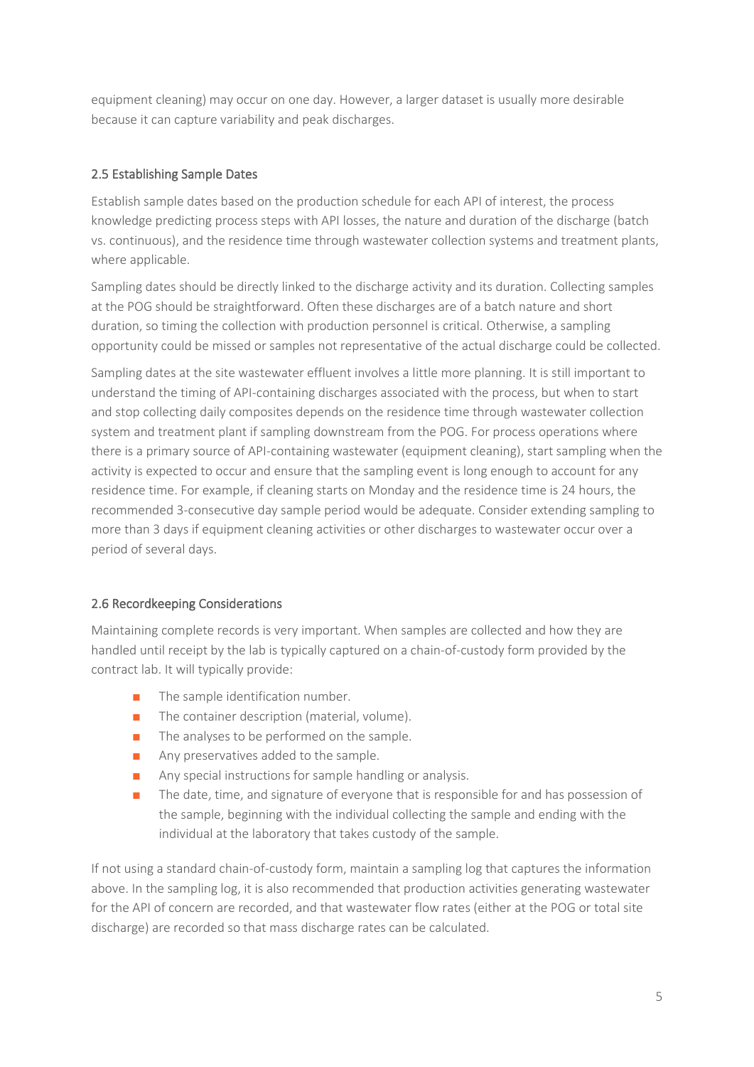equipment cleaning) may occur on one day. However, a larger dataset is usually more desirable because it can capture variability and peak discharges.

### 2.5 Establishing Sample Dates

Establish sample dates based on the production schedule for each API of interest, the process knowledge predicting process steps with API losses, the nature and duration of the discharge (batch vs. continuous), and the residence time through wastewater collection systems and treatment plants, where applicable.

Sampling dates should be directly linked to the discharge activity and its duration. Collecting samples at the POG should be straightforward. Often these discharges are of a batch nature and short duration, so timing the collection with production personnel is critical. Otherwise, a sampling opportunity could be missed or samples not representative of the actual discharge could be collected.

Sampling dates at the site wastewater effluent involves a little more planning. It is still important to understand the timing of API-containing discharges associated with the process, but when to start and stop collecting daily composites depends on the residence time through wastewater collection system and treatment plant if sampling downstream from the POG. For process operations where there is a primary source of API-containing wastewater (equipment cleaning), start sampling when the activity is expected to occur and ensure that the sampling event is long enough to account for any residence time. For example, if cleaning starts on Monday and the residence time is 24 hours, the recommended 3-consecutive day sample period would be adequate. Consider extending sampling to more than 3 days if equipment cleaning activities or other discharges to wastewater occur over a period of several days.

### 2.6 Recordkeeping Considerations

Maintaining complete records is very important. When samples are collected and how they are handled until receipt by the lab is typically captured on a chain-of-custody form provided by the contract lab. It will typically provide:

- The sample identification number.
- The container description (material, volume).
- The analyses to be performed on the sample.
- Any preservatives added to the sample.
- Any special instructions for sample handling or analysis.
- The date, time, and signature of everyone that is responsible for and has possession of the sample, beginning with the individual collecting the sample and ending with the individual at the laboratory that takes custody of the sample.

If not using a standard chain-of-custody form, maintain a sampling log that captures the information above. In the sampling log, it is also recommended that production activities generating wastewater for the API of concern are recorded, and that wastewater flow rates (either at the POG or total site discharge) are recorded so that mass discharge rates can be calculated.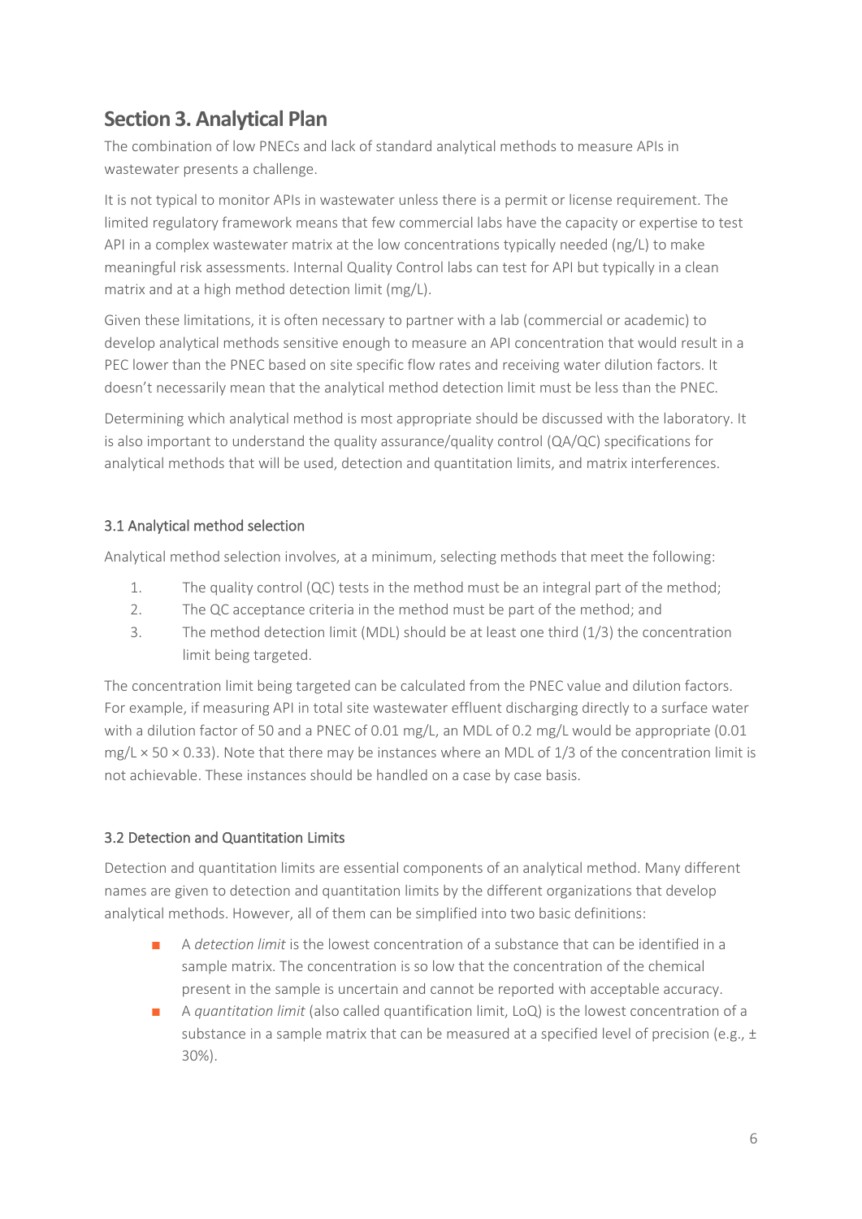## Section 3. Analytical Plan

The combination of low PNECs and lack of standard analytical methods to measure APIs in wastewater presents a challenge.

It is not typical to monitor APIs in wastewater unless there is a permit or license requirement. The limited regulatory framework means that few commercial labs have the capacity or expertise to test API in a complex wastewater matrix at the low concentrations typically needed (ng/L) to make meaningful risk assessments. Internal Quality Control labs can test for API but typically in a clean matrix and at a high method detection limit (mg/L).

Given these limitations, it is often necessary to partner with a lab (commercial or academic) to develop analytical methods sensitive enough to measure an API concentration that would result in a PEC lower than the PNEC based on site specific flow rates and receiving water dilution factors. It doesn't necessarily mean that the analytical method detection limit must be less than the PNEC.

Determining which analytical method is most appropriate should be discussed with the laboratory. It is also important to understand the quality assurance/quality control (QA/QC) specifications for analytical methods that will be used, detection and quantitation limits, and matrix interferences.

### 3.1 Analytical method selection

Analytical method selection involves, at a minimum, selecting methods that meet the following:

1. The quality control (QC) tests in the method must be an integral part of the method;
2. The QC acceptance criteria in the method must be part of the method; and
3. The method detection limit (MDL) should be at least one third (1/3) the concentration limit being targeted.

The concentration limit being targeted can be calculated from the PNEC value and dilution factors. For example, if measuring API in total site wastewater effluent discharging directly to a surface water with a dilution factor of 50 and a PNEC of 0.01 mg/L, an MDL of 0.2 mg/L would be appropriate (0.01 mg/L × 50 × 0.33). Note that there may be instances where an MDL of 1/3 of the concentration limit is not achievable. These instances should be handled on a case by case basis.

### 3.2 Detection and Quantitation Limits

Detection and quantitation limits are essential components of an analytical method. Many different names are given to detection and quantitation limits by the different organizations that develop analytical methods. However, all of them can be simplified into two basic definitions:

- A *detection limit* is the lowest concentration of a substance that can be identified in a sample matrix. The concentration is so low that the concentration of the chemical present in the sample is uncertain and cannot be reported with acceptable accuracy.
- A *quantitation limit* (also called quantification limit, LoQ) is the lowest concentration of a substance in a sample matrix that can be measured at a specified level of precision (e.g., ± 30%).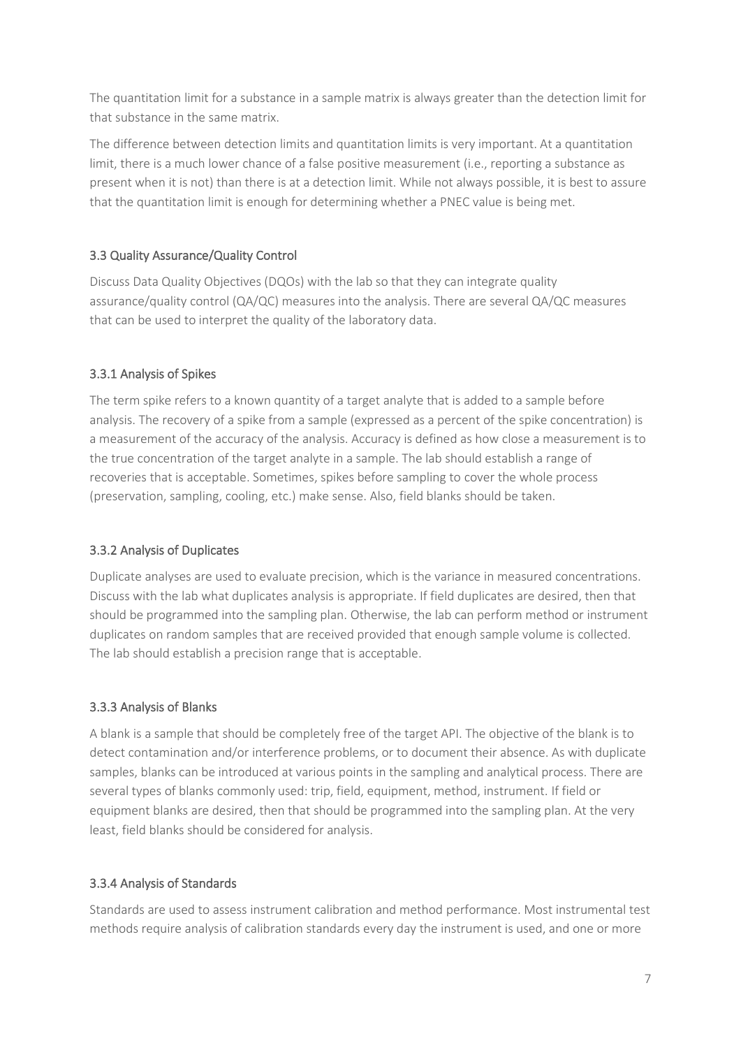The quantitation limit for a substance in a sample matrix is always greater than the detection limit for that substance in the same matrix.

The difference between detection limits and quantitation limits is very important. At a quantitation limit, there is a much lower chance of a false positive measurement (i.e., reporting a substance as present when it is not) than there is at a detection limit. While not always possible, it is best to assure that the quantitation limit is enough for determining whether a PNEC value is being met.

### 3.3 Quality Assurance/Quality Control

Discuss Data Quality Objectives (DQOs) with the lab so that they can integrate quality assurance/quality control (QA/QC) measures into the analysis. There are several QA/QC measures that can be used to interpret the quality of the laboratory data.

#### 3.3.1 Analysis of Spikes

The term spike refers to a known quantity of a target analyte that is added to a sample before analysis. The recovery of a spike from a sample (expressed as a percent of the spike concentration) is a measurement of the accuracy of the analysis. Accuracy is defined as how close a measurement is to the true concentration of the target analyte in a sample. The lab should establish a range of recoveries that is acceptable. Sometimes, spikes before sampling to cover the whole process (preservation, sampling, cooling, etc.) make sense. Also, field blanks should be taken.

#### 3.3.2 Analysis of Duplicates

Duplicate analyses are used to evaluate precision, which is the variance in measured concentrations. Discuss with the lab what duplicates analysis is appropriate. If field duplicates are desired, then that should be programmed into the sampling plan. Otherwise, the lab can perform method or instrument duplicates on random samples that are received provided that enough sample volume is collected. The lab should establish a precision range that is acceptable.

#### 3.3.3 Analysis of Blanks

A blank is a sample that should be completely free of the target API. The objective of the blank is to detect contamination and/or interference problems, or to document their absence. As with duplicate samples, blanks can be introduced at various points in the sampling and analytical process. There are several types of blanks commonly used: trip, field, equipment, method, instrument. If field or equipment blanks are desired, then that should be programmed into the sampling plan. At the very least, field blanks should be considered for analysis.

#### 3.3.4 Analysis of Standards

Standards are used to assess instrument calibration and method performance. Most instrumental test methods require analysis of calibration standards every day the instrument is used, and one or more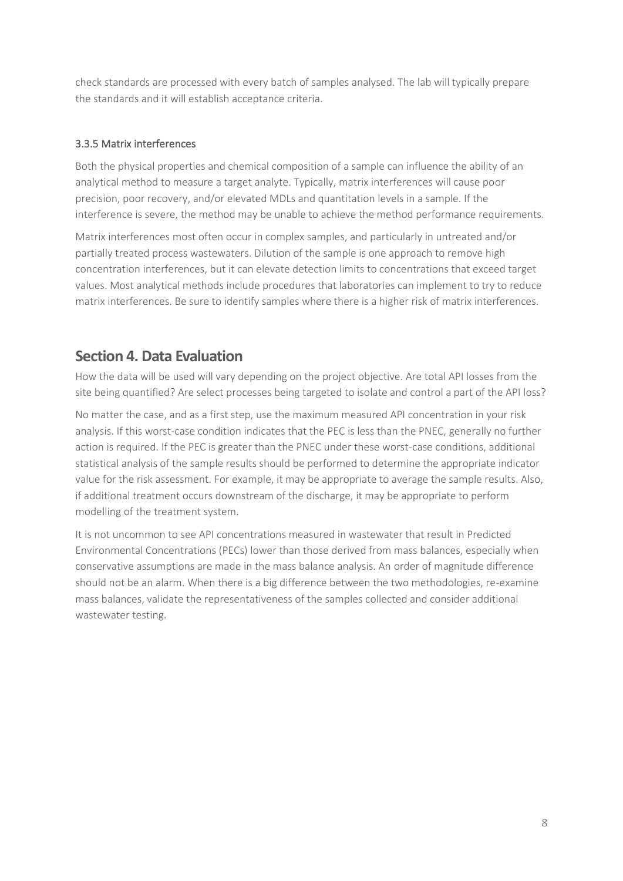check standards are processed with every batch of samples analysed. The lab will typically prepare the standards and it will establish acceptance criteria.

### 3.3.5 Matrix interferences

Both the physical properties and chemical composition of a sample can influence the ability of an analytical method to measure a target analyte. Typically, matrix interferences will cause poor precision, poor recovery, and/or elevated MDLs and quantitation levels in a sample. If the interference is severe, the method may be unable to achieve the method performance requirements.

Matrix interferences most often occur in complex samples, and particularly in untreated and/or partially treated process wastewaters. Dilution of the sample is one approach to remove high concentration interferences, but it can elevate detection limits to concentrations that exceed target values. Most analytical methods include procedures that laboratories can implement to try to reduce matrix interferences. Be sure to identify samples where there is a higher risk of matrix interferences.

## Section 4. Data Evaluation

How the data will be used will vary depending on the project objective. Are total API losses from the site being quantified? Are select processes being targeted to isolate and control a part of the API loss?

No matter the case, and as a first step, use the maximum measured API concentration in your risk analysis. If this worst-case condition indicates that the PEC is less than the PNEC, generally no further action is required. If the PEC is greater than the PNEC under these worst-case conditions, additional statistical analysis of the sample results should be performed to determine the appropriate indicator value for the risk assessment. For example, it may be appropriate to average the sample results. Also, if additional treatment occurs downstream of the discharge, it may be appropriate to perform modelling of the treatment system.

It is not uncommon to see API concentrations measured in wastewater that result in Predicted Environmental Concentrations (PECs) lower than those derived from mass balances, especially when conservative assumptions are made in the mass balance analysis. An order of magnitude difference should not be an alarm. When there is a big difference between the two methodologies, re-examine mass balances, validate the representativeness of the samples collected and consider additional wastewater testing.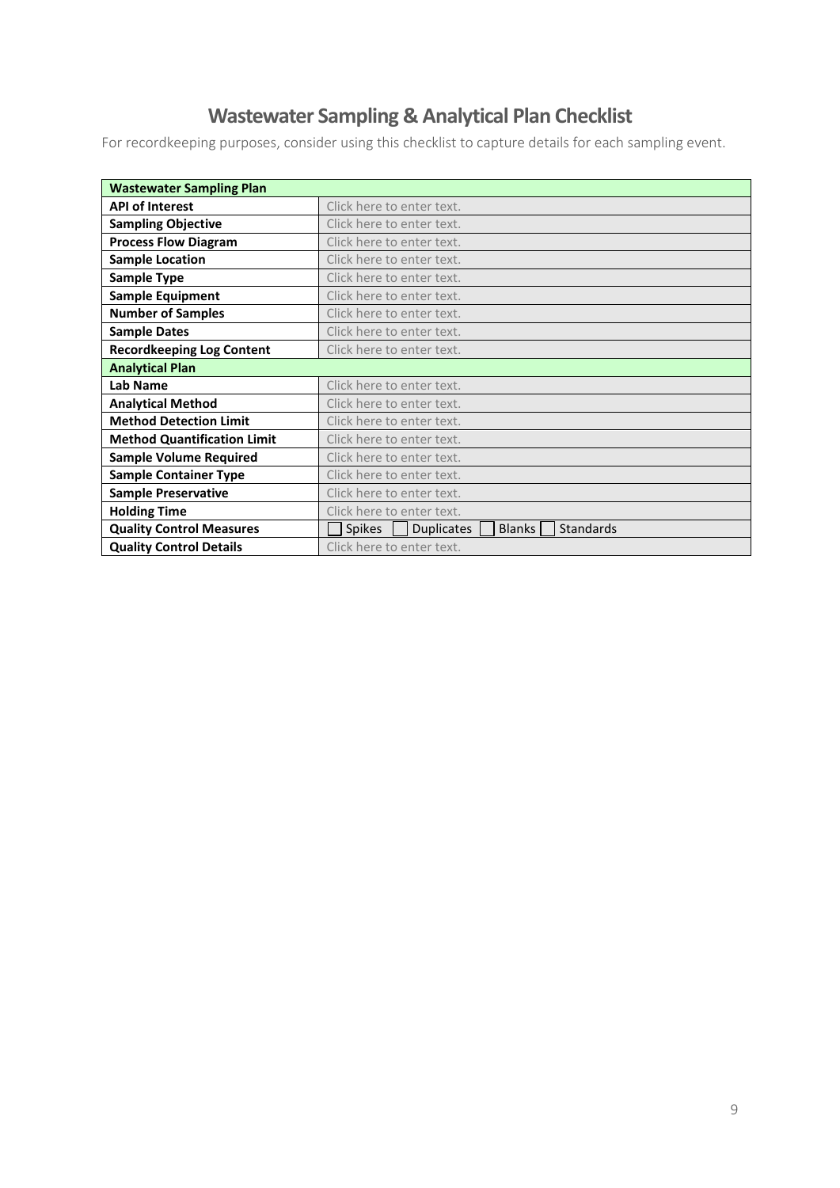# Wastewater Sampling & Analytical Plan Checklist

For recordkeeping purposes, consider using this checklist to capture details for each sampling event.

| | |
|---|---|
| **Wastewater Sampling Plan** | |
| **API of Interest** | Click here to enter text. |
| **Sampling Objective** | Click here to enter text. |
| **Process Flow Diagram** | Click here to enter text. |
| **Sample Location** | Click here to enter text. |
| **Sample Type** | Click here to enter text. |
| **Sample Equipment** | Click here to enter text. |
| **Number of Samples** | Click here to enter text. |
| **Sample Dates** | Click here to enter text. |
| **Recordkeeping Log Content** | Click here to enter text. |
| **Analytical Plan** | |
| **Lab Name** | Click here to enter text. |
| **Analytical Method** | Click here to enter text. |
| **Method Detection Limit** | Click here to enter text. |
| **Method Quantification Limit** | Click here to enter text. |
| **Sample Volume Required** | Click here to enter text. |
| **Sample Container Type** | Click here to enter text. |
| **Sample Preservative** | Click here to enter text. |
| **Holding Time** | Click here to enter text. |
| **Quality Control Measures** | ☐ Spikes ☐ Duplicates ☐ Blanks ☐ Standards |
| **Quality Control Details** | Click here to enter text. |